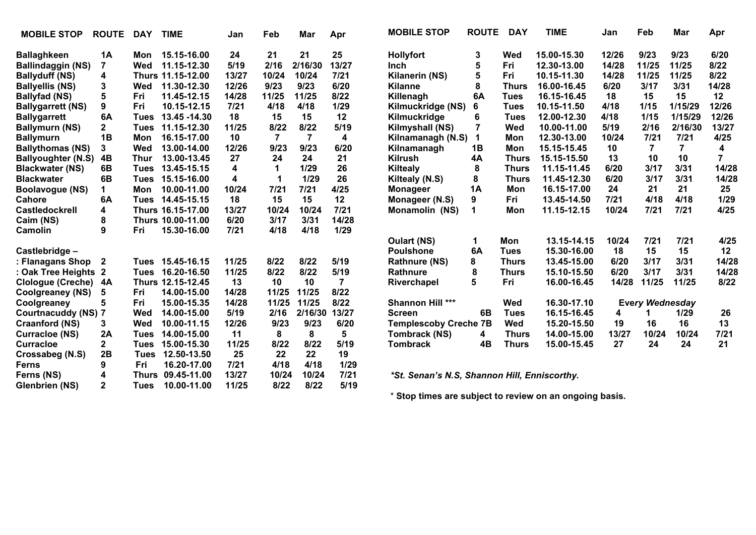| MOBILE STOP | ROUTE | DAY | TIME | Jan | Feb | Mar | Apr |
|---|---|---|---|---|---|---|---|
| Ballaghkeen | 1A | Mon | 15.15-16.00 | 24 | 21 | 21 | 25 |
| Ballindaggin (NS) | 7 | Wed | 11.15-12.30 | 5/19 | 2/16 | 2/16/30 | 13/27 |
| Ballyduff (NS) | 4 | Thurs | 11.15-12.00 | 13/27 | 10/24 | 10/24 | 7/21 |
| Ballyellis (NS) | 3 | Wed | 11.30-12.30 | 12/26 | 9/23 | 9/23 | 6/20 |
| Ballyfad (NS) | 5 | Fri | 11.45-12.15 | 14/28 | 11/25 | 11/25 | 8/22 |
| Ballygarrett (NS) | 9 | Fri | 10.15-12.15 | 7/21 | 4/18 | 4/18 | 1/29 |
| Ballygarrett | 6A | Tues | 13.45 -14.30 | 18 | 15 | 15 | 12 |
| Ballymurn (NS) | 2 | Tues | 11.15-12.30 | 11/25 | 8/22 | 8/22 | 5/19 |
| Ballymurn | 1B | Mon | 16.15-17.00 | 10 | 7 | 7 | 4 |
| Ballythomas (NS) | 3 | Wed | 13.00-14.00 | 12/26 | 9/23 | 9/23 | 6/20 |
| Ballyoughter (N.S) | 4B | Thur | 13.00-13.45 | 27 | 24 | 24 | 21 |
| Blackwater (NS) | 6B | Tues | 13.45-15.15 | 4 | 1 | 1/29 | 26 |
| Blackwater | 6B | Tues | 15.15-16.00 | 4 | 1 | 1/29 | 26 |
| Boolavogue (NS) | 1 | Mon | 10.00-11.00 | 10/24 | 7/21 | 7/21 | 4/25 |
| Cahore | 6A | Tues | 14.45-15.15 | 18 | 15 | 15 | 12 |
| Castledockrell | 4 | Thurs | 16.15-17.00 | 13/27 | 10/24 | 10/24 | 7/21 |
| Caim (NS) | 8 | Thurs | 10.00-11.00 | 6/20 | 3/17 | 3/31 | 14/28 |
| Camolin | 9 | Fri | 15.30-16.00 | 7/21 | 4/18 | 4/18 | 1/29 |
| Castlebridge – | | | | | | | |
| : Flanagans Shop | 2 | Tues | 15.45-16.15 | 11/25 | 8/22 | 8/22 | 5/19 |
| : Oak Tree Heights | 2 | Tues | 16.20-16.50 | 11/25 | 8/22 | 8/22 | 5/19 |
| Clologue (Creche) | 4A | Thurs | 12.15-12.45 | 13 | 10 | 10 | 7 |
| Coolgreaney (NS) | 5 | Fri | 14.00-15.00 | 14/28 | 11/25 | 11/25 | 8/22 |
| Coolgreaney | 5 | Fri | 15.00-15.35 | 14/28 | 11/25 | 11/25 | 8/22 |
| Courtnacuddy (NS) | 7 | Wed | 14.00-15.00 | 5/19 | 2/16 | 2/16/30 | 13/27 |
| Craanford (NS) | 3 | Wed | 10.00-11.15 | 12/26 | 9/23 | 9/23 | 6/20 |
| Curracloe (NS) | 2A | Tues | 14.00-15.00 | 11 | 8 | 8 | 5 |
| Curracloe | 2 | Tues | 15.00-15.30 | 11/25 | 8/22 | 8/22 | 5/19 |
| Crossabeg (N.S) | 2B | Tues | 12.50-13.50 | 25 | 22 | 22 | 19 |
| Ferns | 9 | Fri | 16.20-17.00 | 7/21 | 4/18 | 4/18 | 1/29 |
| Ferns (NS) | 4 | Thurs | 09.45-11.00 | 13/27 | 10/24 | 10/24 | 7/21 |
| Glenbrien (NS) | 2 | Tues | 10.00-11.00 | 11/25 | 8/22 | 8/22 | 5/19 |

| MOBILE STOP | ROUTE | DAY | TIME | Jan | Feb | Mar | Apr |
|---|---|---|---|---|---|---|---|
| Hollyfort | 3 | Wed | 15.00-15.30 | 12/26 | 9/23 | 9/23 | 6/20 |
| Inch | 5 | Fri | 12.30-13.00 | 14/28 | 11/25 | 11/25 | 8/22 |
| Kilanerin (NS) | 5 | Fri | 10.15-11.30 | 14/28 | 11/25 | 11/25 | 8/22 |
| Kilanne | 8 | Thurs | 16.00-16.45 | 6/20 | 3/17 | 3/31 | 14/28 |
| Killenagh | 6A | Tues | 16.15-16.45 | 18 | 15 | 15 | 12 |
| Kilmuckridge (NS) | 6 | Tues | 10.15-11.50 | 4/18 | 1/15 | 1/15/29 | 12/26 |
| Kilmuckridge | 6 | Tues | 12.00-12.30 | 4/18 | 1/15 | 1/15/29 | 12/26 |
| Kilmyshall (NS) | 7 | Wed | 10.00-11.00 | 5/19 | 2/16 | 2/16/30 | 13/27 |
| Kilnamanagh (N.S) | 1 | Mon | 12.30-13.00 | 10/24 | 7/21 | 7/21 | 4/25 |
| Kilnamanagh | 1B | Mon | 15.15-15.45 | 10 | 7 | 7 | 4 |
| Kilrush | 4A | Thurs | 15.15-15.50 | 13 | 10 | 10 | 7 |
| Kiltealy | 8 | Thurs | 11.15-11.45 | 6/20 | 3/17 | 3/31 | 14/28 |
| Kiltealy (N.S) | 8 | Thurs | 11.45-12.30 | 6/20 | 3/17 | 3/31 | 14/28 |
| Monageer | 1A | Mon | 16.15-17.00 | 24 | 21 | 21 | 25 |
| Monageer (N.S) | 9 | Fri | 13.45-14.50 | 7/21 | 4/18 | 4/18 | 1/29 |
| Monamolin (NS) | 1 | Mon | 11.15-12.15 | 10/24 | 7/21 | 7/21 | 4/25 |
| Oulart (NS) | 1 | Mon | 13.15-14.15 | 10/24 | 7/21 | 7/21 | 4/25 |
| Poulshone | 6A | Tues | 15.30-16.00 | 18 | 15 | 15 | 12 |
| Rathnure (NS) | 8 | Thurs | 13.45-15.00 | 6/20 | 3/17 | 3/31 | 14/28 |
| Rathnure | 8 | Thurs | 15.10-15.50 | 6/20 | 3/17 | 3/31 | 14/28 |
| Riverchapel | 5 | Fri | 16.00-16.45 | 14/28 | 11/25 | 11/25 | 8/22 |
| Shannon Hill *** | | Wed | 16.30-17.10 | Every Wednesday | | | |
| Screen | 6B | Tues | 16.15-16.45 | 4 | 1 | 1/29 | 26 |
| Templescoby Creche | 7B | Wed | 15.20-15.50 | 19 | 16 | 16 | 13 |
| Tombrack (NS) | 4 | Thurs | 14.00-15.00 | 13/27 | 10/24 | 10/24 | 7/21 |
| Tombrack | 4B | Thurs | 15.00-15.45 | 27 | 24 | 24 | 21 |

*\*St. Senan's N.S, Shannon Hill, Enniscorthy.*

**\* Stop times are subject to review on an ongoing basis.**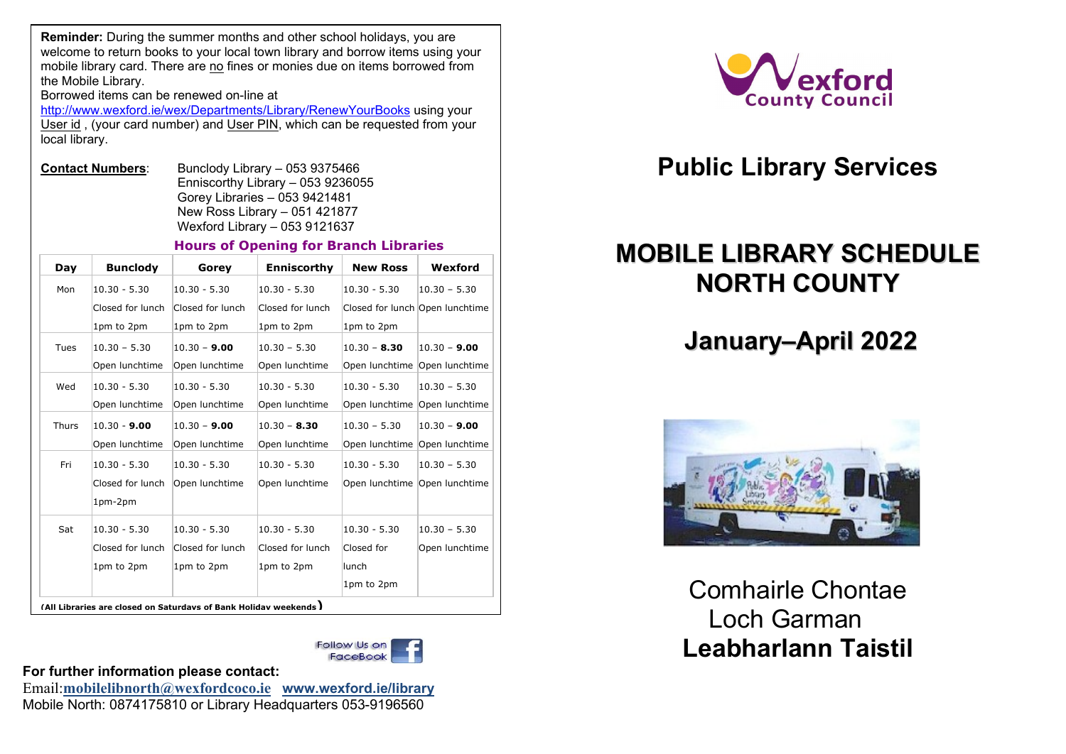**Reminder:** During the summer months and other school holidays, you are welcome to return books to your local town library and borrow items using your mobile library card. There are no fines or monies due on items borrowed from the Mobile Library.

Borrowed items can be renewed on-line at http://www.wexford.ie/wex/Departments/Library/RenewYourBooks using your User id , (your card number) and User PIN, which can be requested from your local library.

**Contact Numbers**:

Bunclody Library – 053 9375466
Enniscorthy Library – 053 9236055
Gorey Libraries – 053 9421481
New Ross Library – 051 421877
Wexford Library – 053 9121637

### Hours of Opening for Branch Libraries

| Day | Bunclody | Gorey | Enniscorthy | New Ross | Wexford |
|---|---|---|---|---|---|
| Mon | 10.30 - 5.30 Closed for lunch 1pm to 2pm | 10.30 - 5.30 Closed for lunch 1pm to 2pm | 10.30 - 5.30 Closed for lunch 1pm to 2pm | 10.30 - 5.30 Closed for lunch 1pm to 2pm | 10.30 – 5.30 Open lunchtime |
| Tues | 10.30 – 5.30 Open lunchtime | 10.30 – **9.00** Open lunchtime | 10.30 – 5.30 Open lunchtime | 10.30 – **8.30** Open lunchtime | 10.30 – **9.00** Open lunchtime |
| Wed | 10.30 - 5.30 Open lunchtime | 10.30 - 5.30 Open lunchtime | 10.30 - 5.30 Open lunchtime | 10.30 - 5.30 Open lunchtime | 10.30 – 5.30 Open lunchtime |
| Thurs | 10.30 - **9.00** Open lunchtime | 10.30 – **9.00** Open lunchtime | 10.30 – **8.30** Open lunchtime | 10.30 – 5.30 Open lunchtime | 10.30 – **9.00** Open lunchtime |
| Fri | 10.30 - 5.30 Closed for lunch 1pm-2pm | 10.30 - 5.30 Open lunchtime | 10.30 - 5.30 Open lunchtime | 10.30 - 5.30 Open lunchtime | 10.30 – 5.30 Open lunchtime |
| Sat | 10.30 - 5.30 Closed for lunch 1pm to 2pm | 10.30 - 5.30 Closed for lunch 1pm to 2pm | 10.30 - 5.30 Closed for lunch 1pm to 2pm | 10.30 - 5.30 Closed for lunch 1pm to 2pm | 10.30 – 5.30 Open lunchtime |

**(All Libraries are closed on Saturdays of Bank Holiday weekends)**

Follow Us on FaceBook

**For further information please contact:**

Email:**mobilelibnorth@wexfordcoco.ie** **www.wexford.ie/library**

Mobile North: 0874175810 or Library Headquarters 053-9196560

Wexford County Council

# Public Library Services

# MOBILE LIBRARY SCHEDULE NORTH COUNTY

## January–April 2022

Comhairle Chontae Loch Garman

**Leabharlann Taistil**